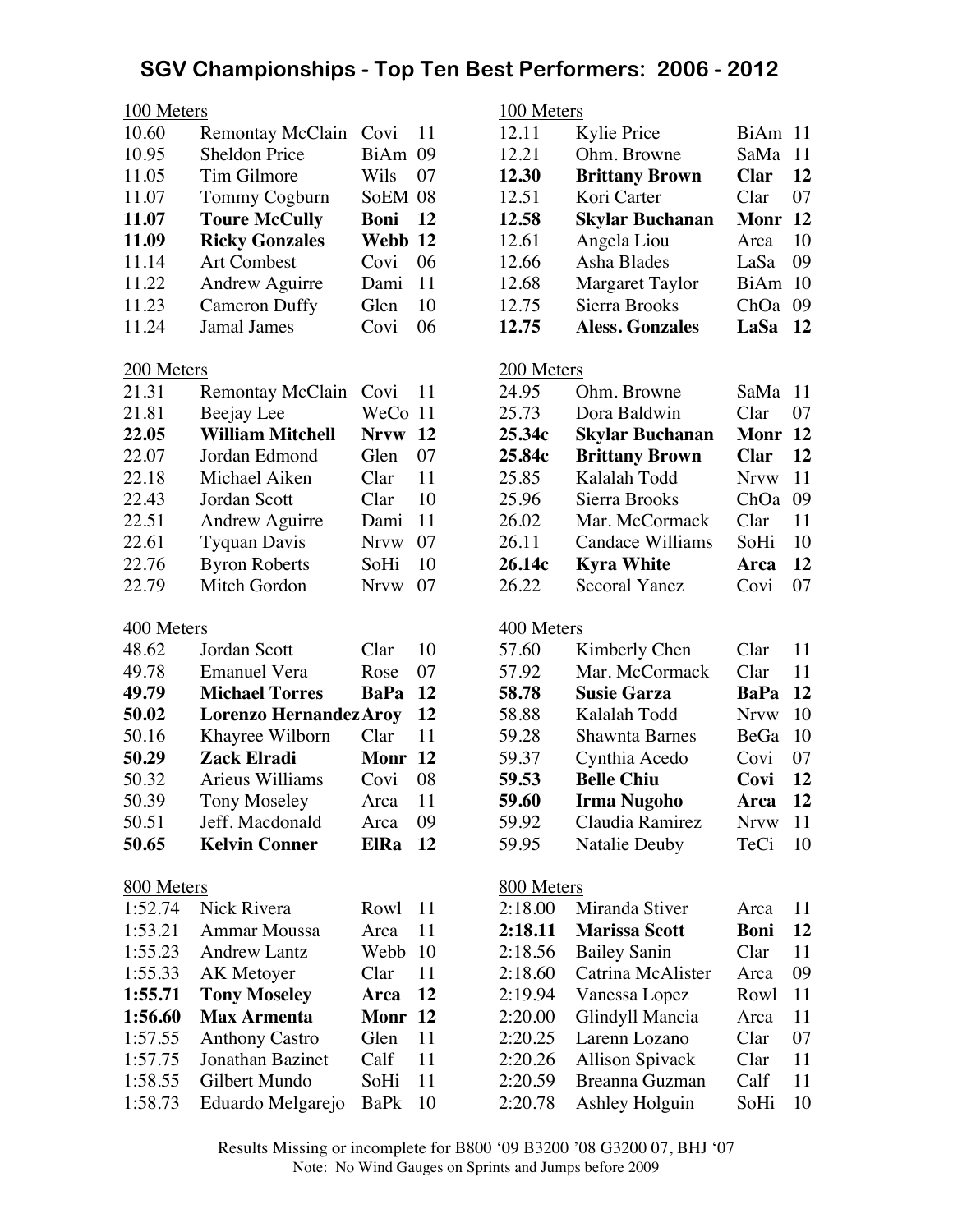# SGV Championships - Top Ten Best Performers: 2006 - 2012

### 100 Meters (Boys)

| Mark | Name | School | Yr |
|---|---|---|---|
| 10.60 | Remontay McClain | Covi | 11 |
| 10.95 | Sheldon Price | BiAm | 09 |
| 11.05 | Tim Gilmore | Wils | 07 |
| 11.07 | Tommy Cogburn | SoEM | 08 |
| **11.07** | **Toure McCully** | **Boni** | **12** |
| **11.09** | **Ricky Gonzales** | **Webb** | **12** |
| 11.14 | Art Combest | Covi | 06 |
| 11.22 | Andrew Aguirre | Dami | 11 |
| 11.23 | Cameron Duffy | Glen | 10 |
| 11.24 | Jamal James | Covi | 06 |

### 200 Meters (Boys)

| Mark | Name | School | Yr |
|---|---|---|---|
| 21.31 | Remontay McClain | Covi | 11 |
| 21.81 | Beejay Lee | WeCo | 11 |
| **22.05** | **William Mitchell** | **Nrvw** | **12** |
| 22.07 | Jordan Edmond | Glen | 07 |
| 22.18 | Michael Aiken | Clar | 11 |
| 22.43 | Jordan Scott | Clar | 10 |
| 22.51 | Andrew Aguirre | Dami | 11 |
| 22.61 | Tyquan Davis | Nrvw | 07 |
| 22.76 | Byron Roberts | SoHi | 10 |
| 22.79 | Mitch Gordon | Nrvw | 07 |

### 400 Meters (Boys)

| Mark | Name | School | Yr |
|---|---|---|---|
| 48.62 | Jordan Scott | Clar | 10 |
| 49.78 | Emanuel Vera | Rose | 07 |
| **49.79** | **Michael Torres** | **BaPa** | **12** |
| **50.02** | **Lorenzo Hernandez** | **Aroy** | **12** |
| 50.16 | Khayree Wilborn | Clar | 11 |
| **50.29** | **Zack Elradi** | **Monr** | **12** |
| 50.32 | Arieus Williams | Covi | 08 |
| 50.39 | Tony Moseley | Arca | 11 |
| 50.51 | Jeff. Macdonald | Arca | 09 |
| **50.65** | **Kelvin Conner** | **ElRa** | **12** |

### 800 Meters (Boys)

| Mark | Name | School | Yr |
|---|---|---|---|
| 1:52.74 | Nick Rivera | Rowl | 11 |
| 1:53.21 | Ammar Moussa | Arca | 11 |
| 1:55.23 | Andrew Lantz | Webb | 10 |
| 1:55.33 | AK Metoyer | Clar | 11 |
| **1:55.71** | **Tony Moseley** | **Arca** | **12** |
| **1:56.60** | **Max Armenta** | **Monr** | **12** |
| 1:57.55 | Anthony Castro | Glen | 11 |
| 1:57.75 | Jonathan Bazinet | Calf | 11 |
| 1:58.55 | Gilbert Mundo | SoHi | 11 |
| 1:58.73 | Eduardo Melgarejo | BaPk | 10 |

### 100 Meters (Girls)

| Mark | Name | School | Yr |
|---|---|---|---|
| 12.11 | Kylie Price | BiAm | 11 |
| 12.21 | Ohm. Browne | SaMa | 11 |
| **12.30** | **Brittany Brown** | **Clar** | **12** |
| 12.51 | Kori Carter | Clar | 07 |
| **12.58** | **Skylar Buchanan** | **Monr** | **12** |
| 12.61 | Angela Liou | Arca | 10 |
| 12.66 | Asha Blades | LaSa | 09 |
| 12.68 | Margaret Taylor | BiAm | 10 |
| 12.75 | Sierra Brooks | ChOa | 09 |
| **12.75** | **Aless. Gonzales** | **LaSa** | **12** |

### 200 Meters (Girls)

| Mark | Name | School | Yr |
|---|---|---|---|
| 24.95 | Ohm. Browne | SaMa | 11 |
| 25.73 | Dora Baldwin | Clar | 07 |
| **25.34c** | **Skylar Buchanan** | **Monr** | **12** |
| **25.84c** | **Brittany Brown** | **Clar** | **12** |
| 25.85 | Kalalah Todd | Nrvw | 11 |
| 25.96 | Sierra Brooks | ChOa | 09 |
| 26.02 | Mar. McCormack | Clar | 11 |
| 26.11 | Candace Williams | SoHi | 10 |
| **26.14c** | **Kyra White** | **Arca** | **12** |
| 26.22 | Secoral Yanez | Covi | 07 |

### 400 Meters (Girls)

| Mark | Name | School | Yr |
|---|---|---|---|
| 57.60 | Kimberly Chen | Clar | 11 |
| 57.92 | Mar. McCormack | Clar | 11 |
| **58.78** | **Susie Garza** | **BaPa** | **12** |
| 58.88 | Kalalah Todd | Nrvw | 10 |
| 59.28 | Shawnta Barnes | BeGa | 10 |
| 59.37 | Cynthia Acedo | Covi | 07 |
| **59.53** | **Belle Chiu** | **Covi** | **12** |
| **59.60** | **Irma Nugoho** | **Arca** | **12** |
| 59.92 | Claudia Ramirez | Nrvw | 11 |
| 59.95 | Natalie Deuby | TeCi | 10 |

### 800 Meters (Girls)

| Mark | Name | School | Yr |
|---|---|---|---|
| 2:18.00 | Miranda Stiver | Arca | 11 |
| **2:18.11** | **Marissa Scott** | **Boni** | **12** |
| 2:18.56 | Bailey Sanin | Clar | 11 |
| 2:18.60 | Catrina McAlister | Arca | 09 |
| 2:19.94 | Vanessa Lopez | Rowl | 11 |
| 2:20.00 | Glindyll Mancia | Arca | 11 |
| 2:20.25 | Larenn Lozano | Clar | 07 |
| 2:20.26 | Allison Spivack | Clar | 11 |
| 2:20.59 | Breanna Guzman | Calf | 11 |
| 2:20.78 | Ashley Holguin | SoHi | 10 |

Results Missing or incomplete for B800 '09 B3200 '08 G3200 07, BHJ '07

Note: No Wind Gauges on Sprints and Jumps before 2009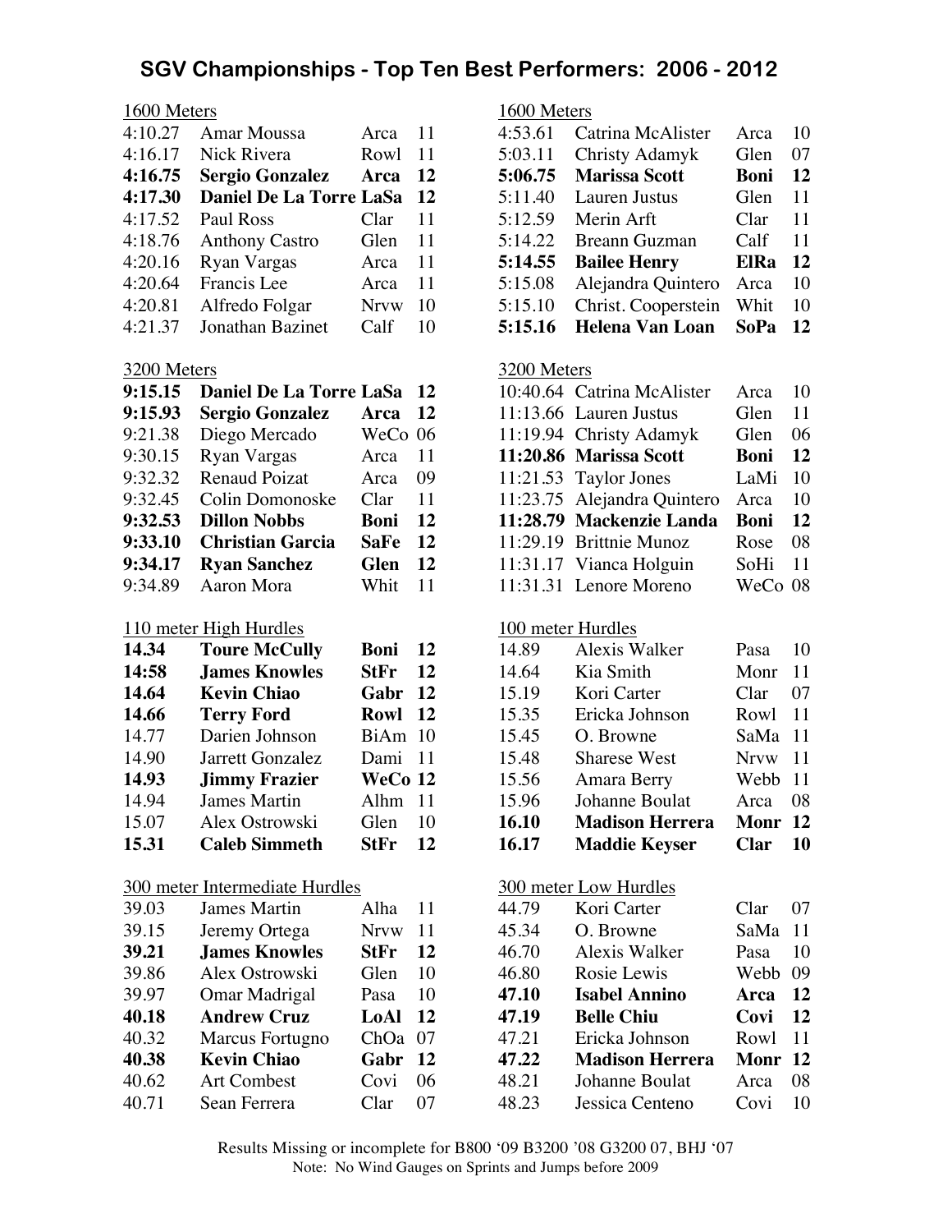# SGV Championships - Top Ten Best Performers: 2006 - 2012

### 1600 Meters (Boys)

| Mark | Name | School | Yr |
|---|---|---|---|
| 4:10.27 | Amar Moussa | Arca | 11 |
| 4:16.17 | Nick Rivera | Rowl | 11 |
| **4:16.75** | **Sergio Gonzalez** | **Arca** | **12** |
| **4:17.30** | **Daniel De La Torre** | **LaSa** | **12** |
| 4:17.52 | Paul Ross | Clar | 11 |
| 4:18.76 | Anthony Castro | Glen | 11 |
| 4:20.16 | Ryan Vargas | Arca | 11 |
| 4:20.64 | Francis Lee | Arca | 11 |
| 4:20.81 | Alfredo Folgar | Nrvw | 10 |
| 4:21.37 | Jonathan Bazinet | Calf | 10 |

### 1600 Meters (Girls)

| Mark | Name | School | Yr |
|---|---|---|---|
| 4:53.61 | Catrina McAlister | Arca | 10 |
| 5:03.11 | Christy Adamyk | Glen | 07 |
| **5:06.75** | **Marissa Scott** | **Boni** | **12** |
| 5:11.40 | Lauren Justus | Glen | 11 |
| 5:12.59 | Merin Arft | Clar | 11 |
| 5:14.22 | Breann Guzman | Calf | 11 |
| **5:14.55** | **Bailee Henry** | **ElRa** | **12** |
| 5:15.08 | Alejandra Quintero | Arca | 10 |
| 5:15.10 | Christ. Cooperstein | Whit | 10 |
| **5:15.16** | **Helena Van Loan** | **SoPa** | **12** |

### 3200 Meters (Boys)

| Mark | Name | School | Yr |
|---|---|---|---|
| **9:15.15** | **Daniel De La Torre** | **LaSa** | **12** |
| **9:15.93** | **Sergio Gonzalez** | **Arca** | **12** |
| 9:21.38 | Diego Mercado | WeCo | 06 |
| 9:30.15 | Ryan Vargas | Arca | 11 |
| 9:32.32 | Renaud Poizat | Arca | 09 |
| 9:32.45 | Colin Domonoske | Clar | 11 |
| **9:32.53** | **Dillon Nobbs** | **Boni** | **12** |
| **9:33.10** | **Christian Garcia** | **SaFe** | **12** |
| **9:34.17** | **Ryan Sanchez** | **Glen** | **12** |
| 9:34.89 | Aaron Mora | Whit | 11 |

### 3200 Meters (Girls)

| Mark | Name | School | Yr |
|---|---|---|---|
| 10:40.64 | Catrina McAlister | Arca | 10 |
| 11:13.66 | Lauren Justus | Glen | 11 |
| 11:19.94 | Christy Adamyk | Glen | 06 |
| **11:20.86** | **Marissa Scott** | **Boni** | **12** |
| 11:21.53 | Taylor Jones | LaMi | 10 |
| 11:23.75 | Alejandra Quintero | Arca | 10 |
| **11:28.79** | **Mackenzie Landa** | **Boni** | **12** |
| 11:29.19 | Brittnie Munoz | Rose | 08 |
| 11:31.17 | Vianca Holguin | SoHi | 11 |
| 11:31.31 | Lenore Moreno | WeCo | 08 |

### 110 meter High Hurdles

| Mark | Name | School | Yr |
|---|---|---|---|
| **14.34** | **Toure McCully** | **Boni** | **12** |
| **14:58** | **James Knowles** | **StFr** | **12** |
| **14.64** | **Kevin Chiao** | **Gabr** | **12** |
| **14.66** | **Terry Ford** | **Rowl** | **12** |
| 14.77 | Darien Johnson | BiAm | 10 |
| 14.90 | Jarrett Gonzalez | Dami | 11 |
| **14.93** | **Jimmy Frazier** | **WeCo** | **12** |
| 14.94 | James Martin | Alhm | 11 |
| 15.07 | Alex Ostrowski | Glen | 10 |
| **15.31** | **Caleb Simmeth** | **StFr** | **12** |

### 100 meter Hurdles

| Mark | Name | School | Yr |
|---|---|---|---|
| 14.89 | Alexis Walker | Pasa | 10 |
| 14.64 | Kia Smith | Monr | 11 |
| 15.19 | Kori Carter | Clar | 07 |
| 15.35 | Ericka Johnson | Rowl | 11 |
| 15.45 | O. Browne | SaMa | 11 |
| 15.48 | Sharese West | Nrvw | 11 |
| 15.56 | Amara Berry | Webb | 11 |
| 15.96 | Johanne Boulat | Arca | 08 |
| **16.10** | **Madison Herrera** | **Monr** | **12** |
| **16.17** | **Maddie Keyser** | **Clar** | **10** |

### 300 meter Intermediate Hurdles

| Mark | Name | School | Yr |
|---|---|---|---|
| 39.03 | James Martin | Alha | 11 |
| 39.15 | Jeremy Ortega | Nrvw | 11 |
| **39.21** | **James Knowles** | **StFr** | **12** |
| 39.86 | Alex Ostrowski | Glen | 10 |
| 39.97 | Omar Madrigal | Pasa | 10 |
| **40.18** | **Andrew Cruz** | **LoAl** | **12** |
| 40.32 | Marcus Fortugno | ChOa | 07 |
| **40.38** | **Kevin Chiao** | **Gabr** | **12** |
| 40.62 | Art Combest | Covi | 06 |
| 40.71 | Sean Ferrera | Clar | 07 |

### 300 meter Low Hurdles

| Mark | Name | School | Yr |
|---|---|---|---|
| 44.79 | Kori Carter | Clar | 07 |
| 45.34 | O. Browne | SaMa | 11 |
| 46.70 | Alexis Walker | Pasa | 10 |
| 46.80 | Rosie Lewis | Webb | 09 |
| **47.10** | **Isabel Annino** | **Arca** | **12** |
| **47.19** | **Belle Chiu** | **Covi** | **12** |
| 47.21 | Ericka Johnson | Rowl | 11 |
| **47.22** | **Madison Herrera** | **Monr** | **12** |
| 48.21 | Johanne Boulat | Arca | 08 |
| 48.23 | Jessica Centeno | Covi | 10 |

Results Missing or incomplete for B800 '09 B3200 '08 G3200 07, BHJ '07

Note: No Wind Gauges on Sprints and Jumps before 2009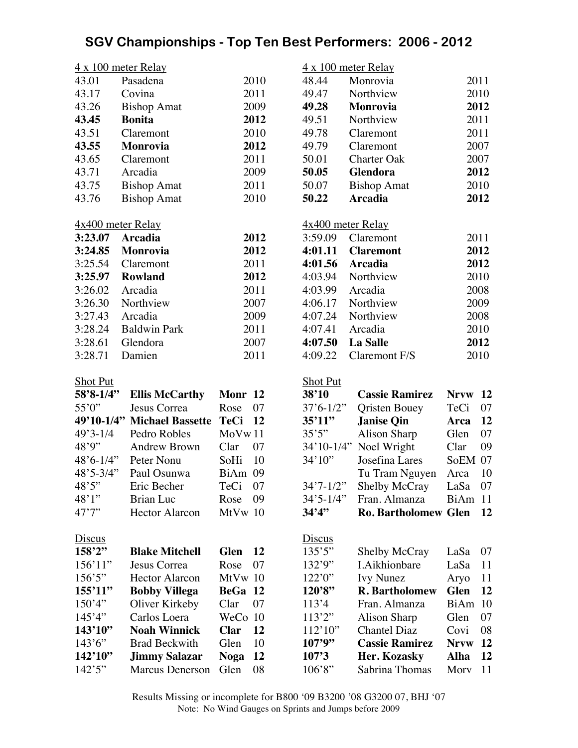# SGV Championships - Top Ten Best Performers: 2006 - 2012

<u>4 x 100 meter Relay</u>

| Mark | Team | Year |
|---|---|---|
| 43.01 | Pasadena | 2010 |
| 43.17 | Covina | 2011 |
| 43.26 | Bishop Amat | 2009 |
| **43.45** | **Bonita** | **2012** |
| 43.51 | Claremont | 2010 |
| **43.55** | **Monrovia** | **2012** |
| 43.65 | Claremont | 2011 |
| 43.71 | Arcadia | 2009 |
| 43.75 | Bishop Amat | 2011 |
| 43.76 | Bishop Amat | 2010 |

<u>4 x 100 meter Relay</u>

| Mark | Team | Year |
|---|---|---|
| 48.44 | Monrovia | 2011 |
| 49.47 | Northview | 2010 |
| **49.28** | **Monrovia** | **2012** |
| 49.51 | Northview | 2011 |
| 49.78 | Claremont | 2011 |
| 49.79 | Claremont | 2007 |
| 50.01 | Charter Oak | 2007 |
| **50.05** | **Glendora** | **2012** |
| 50.07 | Bishop Amat | 2010 |
| **50.22** | **Arcadia** | **2012** |

<u>4x400 meter Relay</u>

| Mark | Team | Year |
|---|---|---|
| **3:23.07** | **Arcadia** | **2012** |
| **3:24.85** | **Monrovia** | **2012** |
| 3:25.54 | Claremont | 2011 |
| **3:25.97** | **Rowland** | **2012** |
| 3:26.02 | Arcadia | 2011 |
| 3:26.30 | Northview | 2007 |
| 3:27.43 | Arcadia | 2009 |
| 3:28.24 | Baldwin Park | 2011 |
| 3:28.61 | Glendora | 2007 |
| 3:28.71 | Damien | 2011 |

<u>4x400 meter Relay</u>

| Mark | Team | Year |
|---|---|---|
| 3:59.09 | Claremont | 2011 |
| **4:01.11** | **Claremont** | **2012** |
| **4:01.56** | **Arcadia** | **2012** |
| 4:03.94 | Northview | 2010 |
| 4:03.99 | Arcadia | 2008 |
| 4:06.17 | Northview | 2009 |
| 4:07.24 | Northview | 2008 |
| 4:07.41 | Arcadia | 2010 |
| **4:07.50** | **La Salle** | **2012** |
| 4:09.22 | Claremont F/S | 2010 |

<u>Shot Put</u>

| Mark | Athlete | School | Year |
|---|---|---|---|
| **58'8-1/4"** | **Ellis McCarthy** | **Monr** | **12** |
| 55'0" | Jesus Correa | Rose | 07 |
| **49'10-1/4"** | **Michael Bassette** | **TeCi** | **12** |
| 49'3-1/4 | Pedro Robles | MoVw | 11 |
| 48'9" | Andrew Brown | Clar | 07 |
| 48'6-1/4" | Peter Nonu | SoHi | 10 |
| 48'5-3/4" | Paul Osunwa | BiAm | 09 |
| 48'5" | Eric Becher | TeCi | 07 |
| 48'1" | Brian Luc | Rose | 09 |
| 47'7" | Hector Alarcon | MtVw | 10 |

<u>Shot Put</u>

| Mark | Athlete | School | Year |
|---|---|---|---|
| **38'10** | **Cassie Ramirez** | **Nrvw** | **12** |
| 37'6-1/2" | Qristen Bouey | TeCi | 07 |
| **35'11"** | **Janise Qin** | **Arca** | **12** |
| 35'5" | Alison Sharp | Glen | 07 |
| 34'10-1/4" | Noel Wright | Clar | 09 |
| 34'10" | Josefina Lares | SoEM | 07 |
| | Tu Tram Nguyen | Arca | 10 |
| 34'7-1/2" | Shelby McCray | LaSa | 07 |
| 34'5-1/4" | Fran. Almanza | BiAm | 11 |
| **34'4"** | **Ro. Bartholomew** | **Glen** | **12** |

<u>Discus</u>

| Mark | Athlete | School | Year |
|---|---|---|---|
| **158'2"** | **Blake Mitchell** | **Glen** | **12** |
| 156'11" | Jesus Correa | Rose | 07 |
| 156'5" | Hector Alarcon | MtVw | 10 |
| **155'11"** | **Bobby Villega** | **BeGa** | **12** |
| 150'4" | Oliver Kirkeby | Clar | 07 |
| 145'4" | Carlos Loera | WeCo | 10 |
| **143'10"** | **Noah Winnick** | **Clar** | **12** |
| 143'6" | Brad Beckwith | Glen | 10 |
| **142'10"** | **Jimmy Salazar** | **Noga** | **12** |
| 142'5" | Marcus Denerson | Glen | 08 |

<u>Discus</u>

| Mark | Athlete | School | Year |
|---|---|---|---|
| 135'5" | Shelby McCray | LaSa | 07 |
| 132'9" | I.Aikhionbare | LaSa | 11 |
| 122'0" | Ivy Nunez | Aryo | 11 |
| **120'8"** | **R. Bartholomew** | **Glen** | **12** |
| 113'4 | Fran. Almanza | BiAm | 10 |
| 113'2" | Alison Sharp | Glen | 07 |
| 112'10" | Chantel Diaz | Covi | 08 |
| **107'9"** | **Cassie Ramirez** | **Nrvw** | **12** |
| **107'3** | **Her. Kozasky** | **Alha** | **12** |
| 106'8" | Sabrina Thomas | Morv | 11 |

Results Missing or incomplete for B800 '09 B3200 '08 G3200 07, BHJ '07
Note: No Wind Gauges on Sprints and Jumps before 2009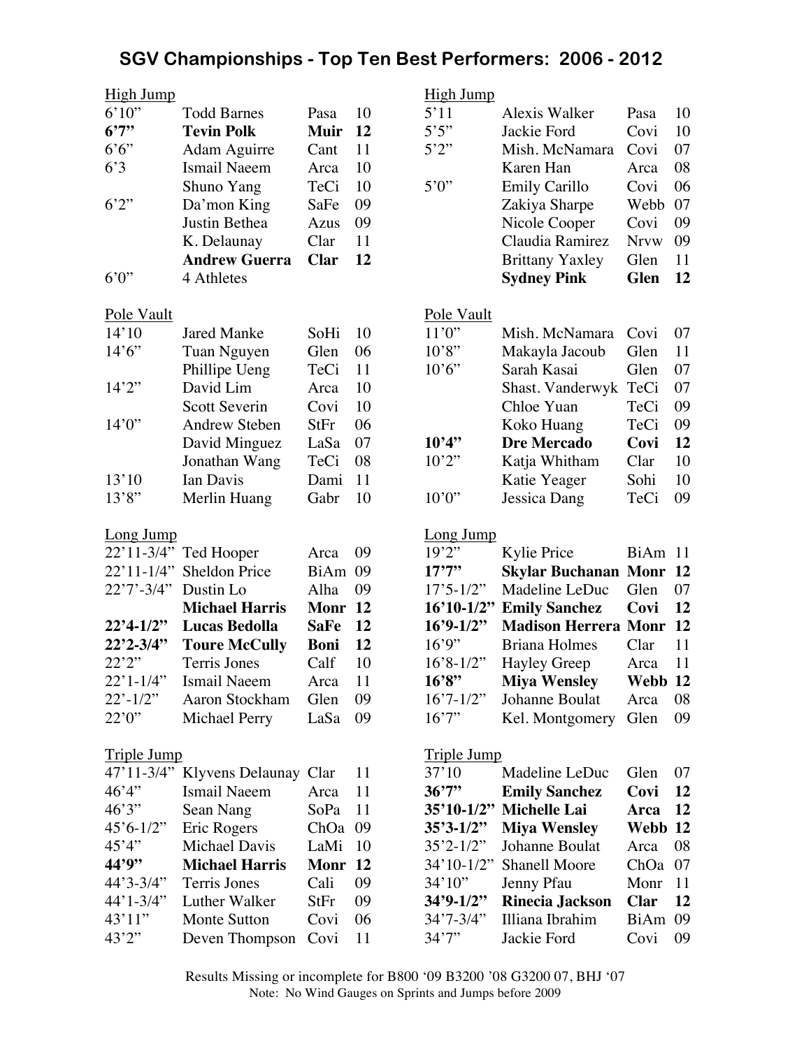# SGV Championships - Top Ten Best Performers: 2006 - 2012

### High Jump (Boys)

| | | | |
|---|---|---|---|
| 6'10" | Todd Barnes | Pasa | 10 |
| **6'7"** | **Tevin Polk** | **Muir** | **12** |
| 6'6" | Adam Aguirre | Cant | 11 |
| 6'3 | Ismail Naeem | Arca | 10 |
| | Shuno Yang | TeCi | 10 |
| 6'2" | Da'mon King | SaFe | 09 |
| | Justin Bethea | Azus | 09 |
| | K. Delaunay | Clar | 11 |
| | **Andrew Guerra** | **Clar** | **12** |
| 6'0" | 4 Athletes | | |

### High Jump (Girls)

| | | | |
|---|---|---|---|
| 5'11 | Alexis Walker | Pasa | 10 |
| 5'5" | Jackie Ford | Covi | 10 |
| 5'2" | Mish. McNamara | Covi | 07 |
| | Karen Han | Arca | 08 |
| 5'0" | Emily Carillo | Covi | 06 |
| | Zakiya Sharpe | Webb | 07 |
| | Nicole Cooper | Covi | 09 |
| | Claudia Ramirez | Nrvw | 09 |
| | Brittany Yaxley | Glen | 11 |
| | **Sydney Pink** | **Glen** | **12** |

### Pole Vault (Boys)

| | | | |
|---|---|---|---|
| 14'10 | Jared Manke | SoHi | 10 |
| 14'6" | Tuan Nguyen | Glen | 06 |
| | Phillipe Ueng | TeCi | 11 |
| 14'2" | David Lim | Arca | 10 |
| | Scott Severin | Covi | 10 |
| 14'0" | Andrew Steben | StFr | 06 |
| | David Minguez | LaSa | 07 |
| | Jonathan Wang | TeCi | 08 |
| 13'10 | Ian Davis | Dami | 11 |
| 13'8" | Merlin Huang | Gabr | 10 |

### Pole Vault (Girls)

| | | | |
|---|---|---|---|
| 11'0" | Mish. McNamara | Covi | 07 |
| 10'8" | Makayla Jacoub | Glen | 11 |
| 10'6" | Sarah Kasai | Glen | 07 |
| | Shast. Vanderwyk | TeCi | 07 |
| | Chloe Yuan | TeCi | 09 |
| | Koko Huang | TeCi | 09 |
| **10'4"** | **Dre Mercado** | **Covi** | **12** |
| 10'2" | Katja Whitham | Clar | 10 |
| | Katie Yeager | Sohi | 10 |
| 10'0" | Jessica Dang | TeCi | 09 |

### Long Jump (Boys)

| | | | |
|---|---|---|---|
| 22'11-3/4" | Ted Hooper | Arca | 09 |
| 22'11-1/4" | Sheldon Price | BiAm | 09 |
| 22'7'-3/4" | Dustin Lo | Alha | 09 |
| | **Michael Harris** | **Monr** | **12** |
| **22'4-1/2"** | **Lucas Bedolla** | **SaFe** | **12** |
| **22'2-3/4"** | **Toure McCully** | **Boni** | **12** |
| 22'2" | Terris Jones | Calf | 10 |
| 22'1-1/4" | Ismail Naeem | Arca | 11 |
| 22'-1/2" | Aaron Stockham | Glen | 09 |
| 22'0" | Michael Perry | LaSa | 09 |

### Long Jump (Girls)

| | | | |
|---|---|---|---|
| 19'2" | Kylie Price | BiAm | 11 |
| **17'7"** | **Skylar Buchanan** | **Monr** | **12** |
| 17'5-1/2" | Madeline LeDuc | Glen | 07 |
| **16'10-1/2"** | **Emily Sanchez** | **Covi** | **12** |
| **16'9-1/2"** | **Madison Herrera** | **Monr** | **12** |
| 16'9" | Briana Holmes | Clar | 11 |
| 16'8-1/2" | Hayley Greep | Arca | 11 |
| **16'8"** | **Miya Wensley** | **Webb** | **12** |
| 16'7-1/2" | Johanne Boulat | Arca | 08 |
| 16'7" | Kel. Montgomery | Glen | 09 |

### Triple Jump (Boys)

| | | | |
|---|---|---|---|
| 47'11-3/4" | Klyvens Delaunay | Clar | 11 |
| 46'4" | Ismail Naeem | Arca | 11 |
| 46'3" | Sean Nang | SoPa | 11 |
| 45'6-1/2" | Eric Rogers | ChOa | 09 |
| 45'4" | Michael Davis | LaMi | 10 |
| **44'9"** | **Michael Harris** | **Monr** | **12** |
| 44'3-3/4" | Terris Jones | Cali | 09 |
| 44'1-3/4" | Luther Walker | StFr | 09 |
| 43'11" | Monte Sutton | Covi | 06 |
| 43'2" | Deven Thompson | Covi | 11 |

### Triple Jump (Girls)

| | | | |
|---|---|---|---|
| 37'10 | Madeline LeDuc | Glen | 07 |
| **36'7"** | **Emily Sanchez** | **Covi** | **12** |
| **35'10-1/2"** | **Michelle Lai** | **Arca** | **12** |
| **35'3-1/2"** | **Miya Wensley** | **Webb** | **12** |
| 35'2-1/2" | Johanne Boulat | Arca | 08 |
| 34'10-1/2" | Shanell Moore | ChOa | 07 |
| 34'10" | Jenny Pfau | Monr | 11 |
| **34'9-1/2"** | **Rinecia Jackson** | **Clar** | **12** |
| 34'7-3/4" | Illiana Ibrahim | BiAm | 09 |
| 34'7" | Jackie Ford | Covi | 09 |

Results Missing or incomplete for B800 '09 B3200 '08 G3200 07, BHJ '07

Note: No Wind Gauges on Sprints and Jumps before 2009